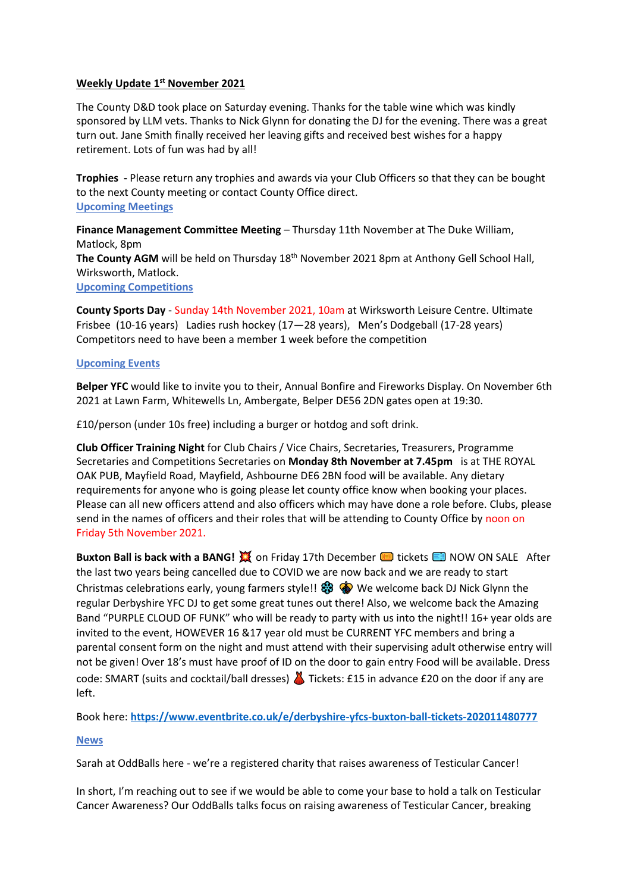**Weekly Update 1st November 2021**

The County D&D took place on Saturday evening. Thanks for the table wine which was kindly sponsored by LLM vets. Thanks to Nick Glynn for donating the DJ for the evening. There was a great turn out. Jane Smith finally received her leaving gifts and received best wishes for a happy retirement. Lots of fun was had by all!

**Trophies** - Please return any trophies and awards via your Club Officers so that they can be bought to the next County meeting or contact County Office direct.

**Upcoming Meetings**

**Finance Management Committee Meeting** – Thursday 11th November at The Duke William, Matlock, 8pm

**The County AGM** will be held on Thursday 18th November 2021 8pm at Anthony Gell School Hall, Wirksworth, Matlock.

**Upcoming Competitions**

**County Sports Day** - Sunday 14th November 2021, 10am at Wirksworth Leisure Centre. Ultimate Frisbee (10-16 years) Ladies rush hockey (17—28 years), Men's Dodgeball (17-28 years) Competitors need to have been a member 1 week before the competition

**Upcoming Events**

**Belper YFC** would like to invite you to their, Annual Bonfire and Fireworks Display. On November 6th 2021 at Lawn Farm, Whitewells Ln, Ambergate, Belper DE56 2DN gates open at 19:30.

£10/person (under 10s free) including a burger or hotdog and soft drink.

**Club Officer Training Night** for Club Chairs / Vice Chairs, Secretaries, Treasurers, Programme Secretaries and Competitions Secretaries on **Monday 8th November at 7.45pm** is at THE ROYAL OAK PUB, Mayfield Road, Mayfield, Ashbourne DE6 2BN food will be available. Any dietary requirements for anyone who is going please let county office know when booking your places. Please can all new officers attend and also officers which may have done a role before. Clubs, please send in the names of officers and their roles that will be attending to County Office by noon on Friday 5th November 2021.

**Buxton Ball is back with a BANG!** 💥 on Friday 17th December 🎟️ tickets 🎫 NOW ON SALE After the last two years being cancelled due to COVID we are now back and we are ready to start Christmas celebrations early, young farmers style!! ❄️ 🎄 We welcome back DJ Nick Glynn the regular Derbyshire YFC DJ to get some great tunes out there! Also, we welcome back the Amazing Band "PURPLE CLOUD OF FUNK" who will be ready to party with us into the night!! 16+ year olds are invited to the event, HOWEVER 16 &17 year old must be CURRENT YFC members and bring a parental consent form on the night and must attend with their supervising adult otherwise entry will not be given! Over 18's must have proof of ID on the door to gain entry Food will be available. Dress code: SMART (suits and cocktail/ball dresses) 👗 Tickets: £15 in advance £20 on the door if any are left.

Book here: **https://www.eventbrite.co.uk/e/derbyshire-yfcs-buxton-ball-tickets-202011480777**

**News**

Sarah at OddBalls here - we're a registered charity that raises awareness of Testicular Cancer!

In short, I'm reaching out to see if we would be able to come your base to hold a talk on Testicular Cancer Awareness? Our OddBalls talks focus on raising awareness of Testicular Cancer, breaking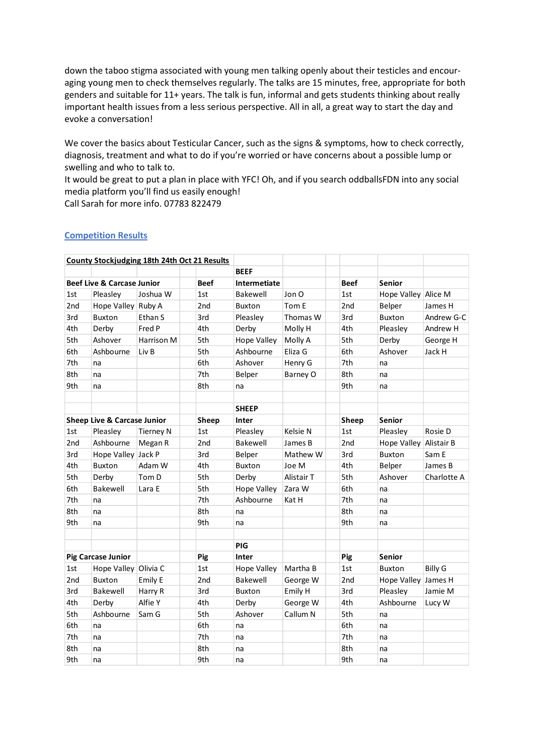down the taboo stigma associated with young men talking openly about their testicles and encouraging young men to check themselves regularly. The talks are 15 minutes, free, appropriate for both genders and suitable for 11+ years. The talk is fun, informal and gets students thinking about really important health issues from a less serious perspective. All in all, a great way to start the day and evoke a conversation!

We cover the basics about Testicular Cancer, such as the signs & symptoms, how to check correctly, diagnosis, treatment and what to do if you're worried or have concerns about a possible lump or swelling and who to talk to.
It would be great to put a plan in place with YFC! Oh, and if you search oddballsFDN into any social media platform you'll find us easily enough!
Call Sarah for more info. 07783 822479

## Competition Results

| **County Stockjudging 18th 24th Oct 21 Results** | | | | | | | | | | |
|---|---|---|---|---|---|---|---|---|---|---|
| | | | | | **BEEF** | | | | | |
| **Beef Live & Carcase Junior** | | | | **Beef** | **Intermetiate** | | | **Beef** | **Senior** | |
| 1st | Pleasley | Joshua W | | 1st | Bakewell | Jon O | | 1st | Hope Valley | Alice M |
| 2nd | Hope Valley | Ruby A | | 2nd | Buxton | Tom E | | 2nd | Belper | James H |
| 3rd | Buxton | Ethan S | | 3rd | Pleasley | Thomas W | | 3rd | Buxton | Andrew G-C |
| 4th | Derby | Fred P | | 4th | Derby | Molly H | | 4th | Pleasley | Andrew H |
| 5th | Ashover | Harrison M | | 5th | Hope Valley | Molly A | | 5th | Derby | George H |
| 6th | Ashbourne | Liv B | | 5th | Ashbourne | Eliza G | | 6th | Ashover | Jack H |
| 7th | na | | | 6th | Ashover | Henry G | | 7th | na | |
| 8th | na | | | 7th | Belper | Barney O | | 8th | na | |
| 9th | na | | | 8th | na | | | 9th | na | |
| | | | | | | | | | | |
| | | | | | **SHEEP** | | | | | |
| **Sheep Live & Carcase Junior** | | | | **Sheep** | **Inter** | | | **Sheep** | **Senior** | |
| 1st | Pleasley | Tierney N | | 1st | Pleasley | Kelsie N | | 1st | Pleasley | Rosie D |
| 2nd | Ashbourne | Megan R | | 2nd | Bakewell | James B | | 2nd | Hope Valley | Alistair B |
| 3rd | Hope Valley | Jack P | | 3rd | Belper | Mathew W | | 3rd | Buxton | Sam E |
| 4th | Buxton | Adam W | | 4th | Buxton | Joe M | | 4th | Belper | James B |
| 5th | Derby | Tom D | | 5th | Derby | Alistair T | | 5th | Ashover | Charlotte A |
| 6th | Bakewell | Lara E | | 5th | Hope Valley | Zara W | | 6th | na | |
| 7th | na | | | 7th | Ashbourne | Kat H | | 7th | na | |
| 8th | na | | | 8th | na | | | 8th | na | |
| 9th | na | | | 9th | na | | | 9th | na | |
| | | | | | | | | | | |
| | | | | | **PIG** | | | | | |
| **Pig Carcase Junior** | | | | **Pig** | **Inter** | | | **Pig** | **Senior** | |
| 1st | Hope Valley | Olivia C | | 1st | Hope Valley | Martha B | | 1st | Buxton | Billy G |
| 2nd | Buxton | Emily E | | 2nd | Bakewell | George W | | 2nd | Hope Valley | James H |
| 3rd | Bakewell | Harry R | | 3rd | Buxton | Emily H | | 3rd | Pleasley | Jamie M |
| 4th | Derby | Alfie Y | | 4th | Derby | George W | | 4th | Ashbourne | Lucy W |
| 5th | Ashbourne | Sam G | | 5th | Ashover | Callum N | | 5th | na | |
| 6th | na | | | 6th | na | | | 6th | na | |
| 7th | na | | | 7th | na | | | 7th | na | |
| 8th | na | | | 8th | na | | | 8th | na | |
| 9th | na | | | 9th | na | | | 9th | na | |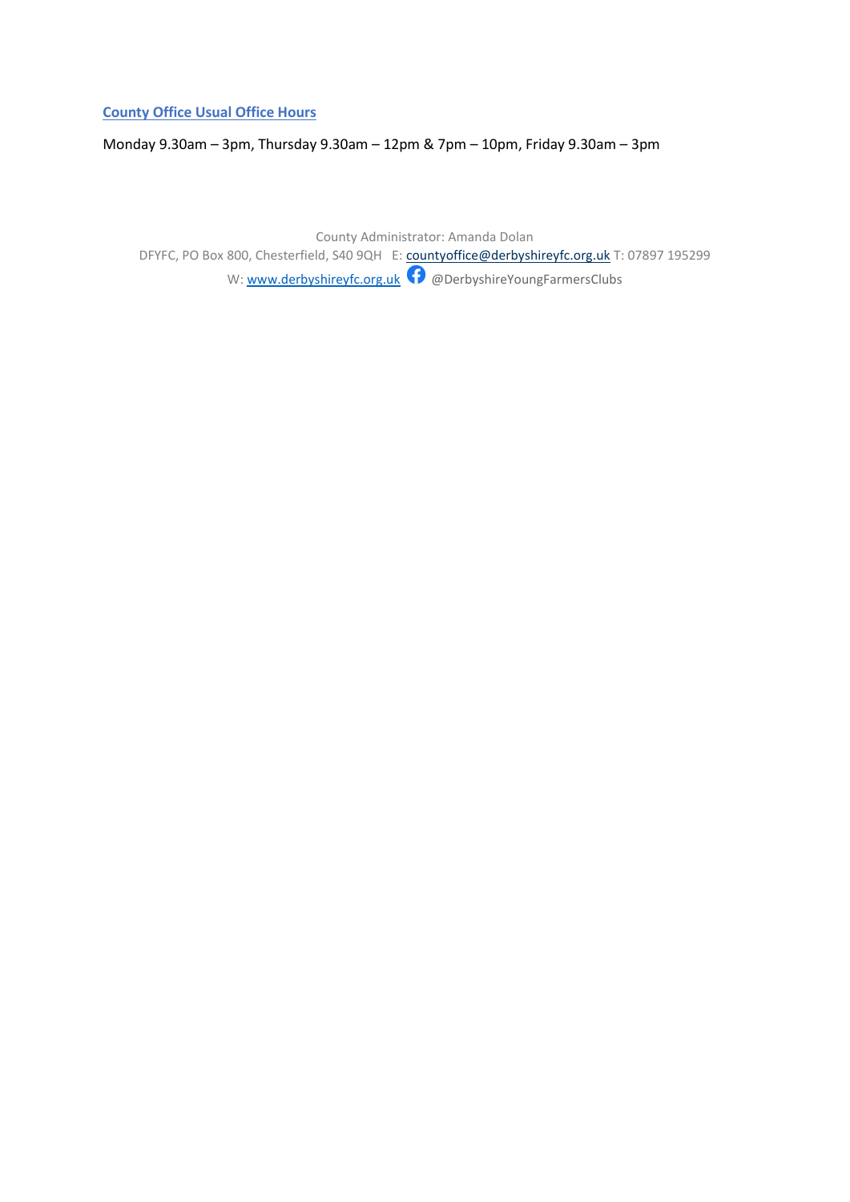**County Office Usual Office Hours**

Monday 9.30am – 3pm, Thursday 9.30am – 12pm & 7pm – 10pm, Friday 9.30am – 3pm

County Administrator: Amanda Dolan
DFYFC, PO Box 800, Chesterfield, S40 9QH E: countyoffice@derbyshireyfc.org.uk T: 07897 195299
W: www.derbyshireyfc.org.uk @DerbyshireYoungFarmersClubs